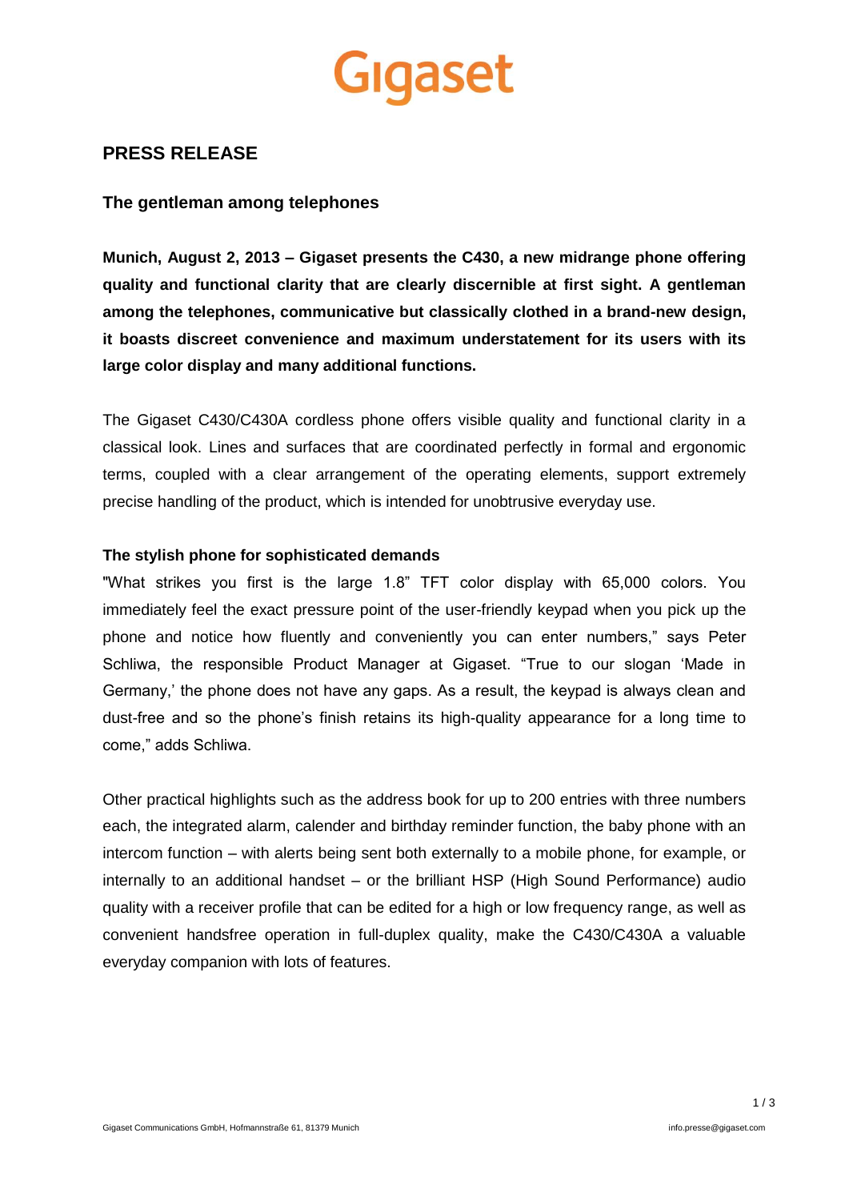Gigaset

# PRESS RELEASE

## The gentleman among telephones

**Munich, August 2, 2013 – Gigaset presents the C430, a new midrange phone offering quality and functional clarity that are clearly discernible at first sight. A gentleman among the telephones, communicative but classically clothed in a brand-new design, it boasts discreet convenience and maximum understatement for its users with its large color display and many additional functions.**

The Gigaset C430/C430A cordless phone offers visible quality and functional clarity in a classical look. Lines and surfaces that are coordinated perfectly in formal and ergonomic terms, coupled with a clear arrangement of the operating elements, support extremely precise handling of the product, which is intended for unobtrusive everyday use.

### The stylish phone for sophisticated demands

"What strikes you first is the large 1.8" TFT color display with 65,000 colors. You immediately feel the exact pressure point of the user-friendly keypad when you pick up the phone and notice how fluently and conveniently you can enter numbers," says Peter Schliwa, the responsible Product Manager at Gigaset. "True to our slogan 'Made in Germany,' the phone does not have any gaps. As a result, the keypad is always clean and dust-free and so the phone's finish retains its high-quality appearance for a long time to come," adds Schliwa.

Other practical highlights such as the address book for up to 200 entries with three numbers each, the integrated alarm, calender and birthday reminder function, the baby phone with an intercom function – with alerts being sent both externally to a mobile phone, for example, or internally to an additional handset – or the brilliant HSP (High Sound Performance) audio quality with a receiver profile that can be edited for a high or low frequency range, as well as convenient handsfree operation in full-duplex quality, make the C430/C430A a valuable everyday companion with lots of features.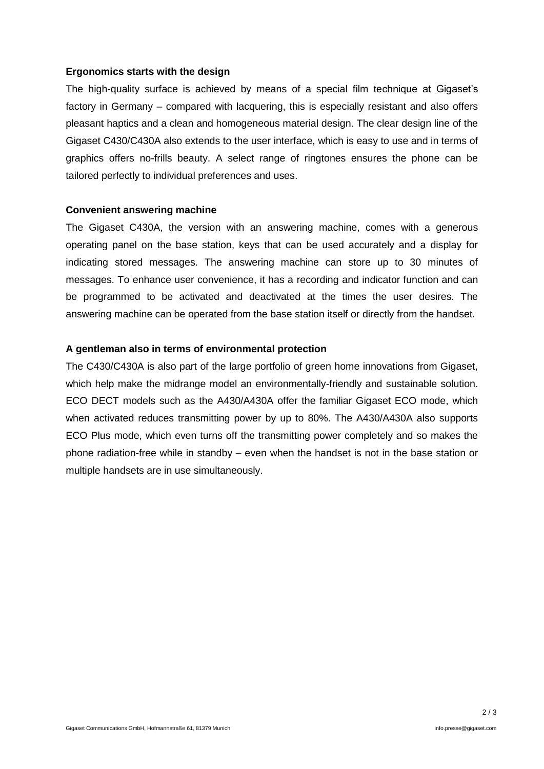**Ergonomics starts with the design**

The high-quality surface is achieved by means of a special film technique at Gigaset's factory in Germany – compared with lacquering, this is especially resistant and also offers pleasant haptics and a clean and homogeneous material design. The clear design line of the Gigaset C430/C430A also extends to the user interface, which is easy to use and in terms of graphics offers no-frills beauty. A select range of ringtones ensures the phone can be tailored perfectly to individual preferences and uses.

**Convenient answering machine**

The Gigaset C430A, the version with an answering machine, comes with a generous operating panel on the base station, keys that can be used accurately and a display for indicating stored messages. The answering machine can store up to 30 minutes of messages. To enhance user convenience, it has a recording and indicator function and can be programmed to be activated and deactivated at the times the user desires. The answering machine can be operated from the base station itself or directly from the handset.

**A gentleman also in terms of environmental protection**

The C430/C430A is also part of the large portfolio of green home innovations from Gigaset, which help make the midrange model an environmentally-friendly and sustainable solution. ECO DECT models such as the A430/A430A offer the familiar Gigaset ECO mode, which when activated reduces transmitting power by up to 80%. The A430/A430A also supports ECO Plus mode, which even turns off the transmitting power completely and so makes the phone radiation-free while in standby – even when the handset is not in the base station or multiple handsets are in use simultaneously.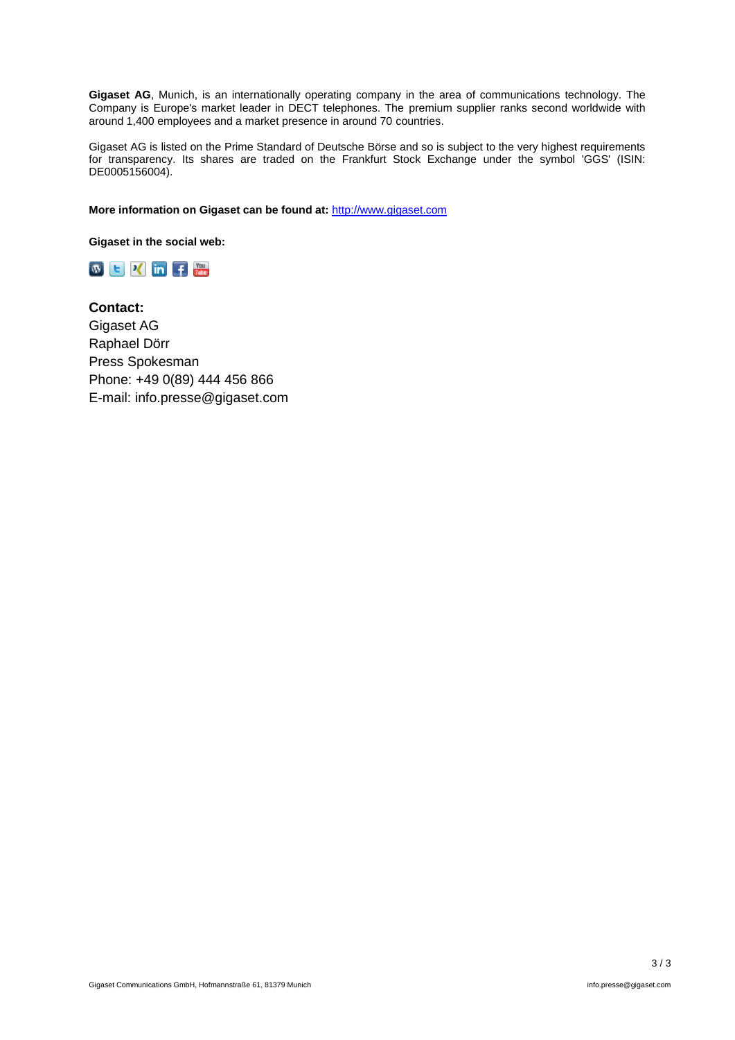**Gigaset AG**, Munich, is an internationally operating company in the area of communications technology. The Company is Europe's market leader in DECT telephones. The premium supplier ranks second worldwide with around 1,400 employees and a market presence in around 70 countries.

Gigaset AG is listed on the Prime Standard of Deutsche Börse and so is subject to the very highest requirements for transparency. Its shares are traded on the Frankfurt Stock Exchange under the symbol 'GGS' (ISIN: DE0005156004).

**More information on Gigaset can be found at:** [http://www.gigaset.com](http://www.gigaset.com)

**Gigaset in the social web:**

**Contact:**
Gigaset AG
Raphael Dörr
Press Spokesman
Phone: +49 0(89) 444 456 866
E-mail: info.presse@gigaset.com

Gigaset Communications GmbH, Hofmannstraße 61, 81379 Munich

info.presse@gigaset.com